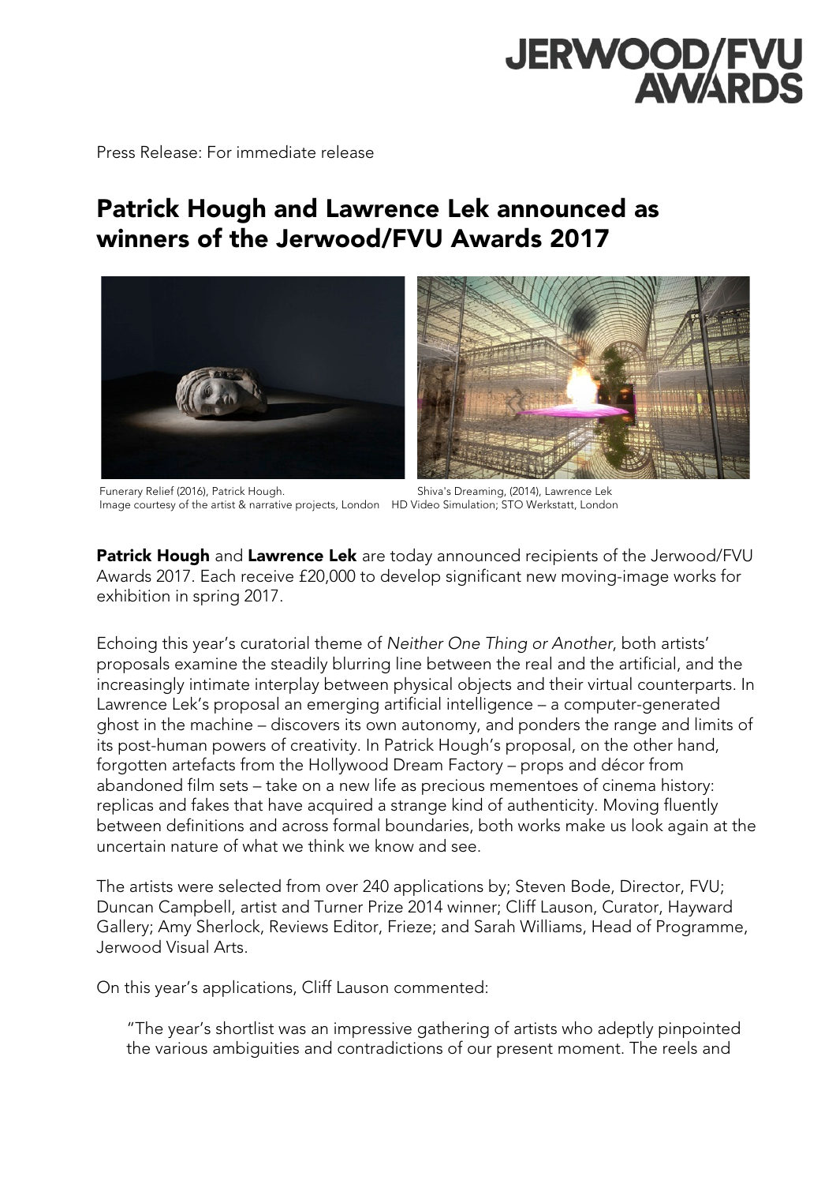JERWOOD/FVU AWARDS

Press Release: For immediate release

# Patrick Hough and Lawrence Lek announced as winners of the Jerwood/FVU Awards 2017

Funerary Relief (2016), Patrick Hough.
Image courtesy of the artist & narrative projects, London

Shiva's Dreaming, (2014), Lawrence Lek
HD Video Simulation; STO Werkstatt, London

**Patrick Hough** and **Lawrence Lek** are today announced recipients of the Jerwood/FVU Awards 2017. Each receive £20,000 to develop significant new moving-image works for exhibition in spring 2017.

Echoing this year's curatorial theme of *Neither One Thing or Another*, both artists' proposals examine the steadily blurring line between the real and the artificial, and the increasingly intimate interplay between physical objects and their virtual counterparts. In Lawrence Lek's proposal an emerging artificial intelligence – a computer-generated ghost in the machine – discovers its own autonomy, and ponders the range and limits of its post-human powers of creativity. In Patrick Hough's proposal, on the other hand, forgotten artefacts from the Hollywood Dream Factory – props and décor from abandoned film sets – take on a new life as precious mementoes of cinema history: replicas and fakes that have acquired a strange kind of authenticity. Moving fluently between definitions and across formal boundaries, both works make us look again at the uncertain nature of what we think we know and see.

The artists were selected from over 240 applications by; Steven Bode, Director, FVU; Duncan Campbell, artist and Turner Prize 2014 winner; Cliff Lauson, Curator, Hayward Gallery; Amy Sherlock, Reviews Editor, Frieze; and Sarah Williams, Head of Programme, Jerwood Visual Arts.

On this year's applications, Cliff Lauson commented:

> "The year's shortlist was an impressive gathering of artists who adeptly pinpointed the various ambiguities and contradictions of our present moment. The reels and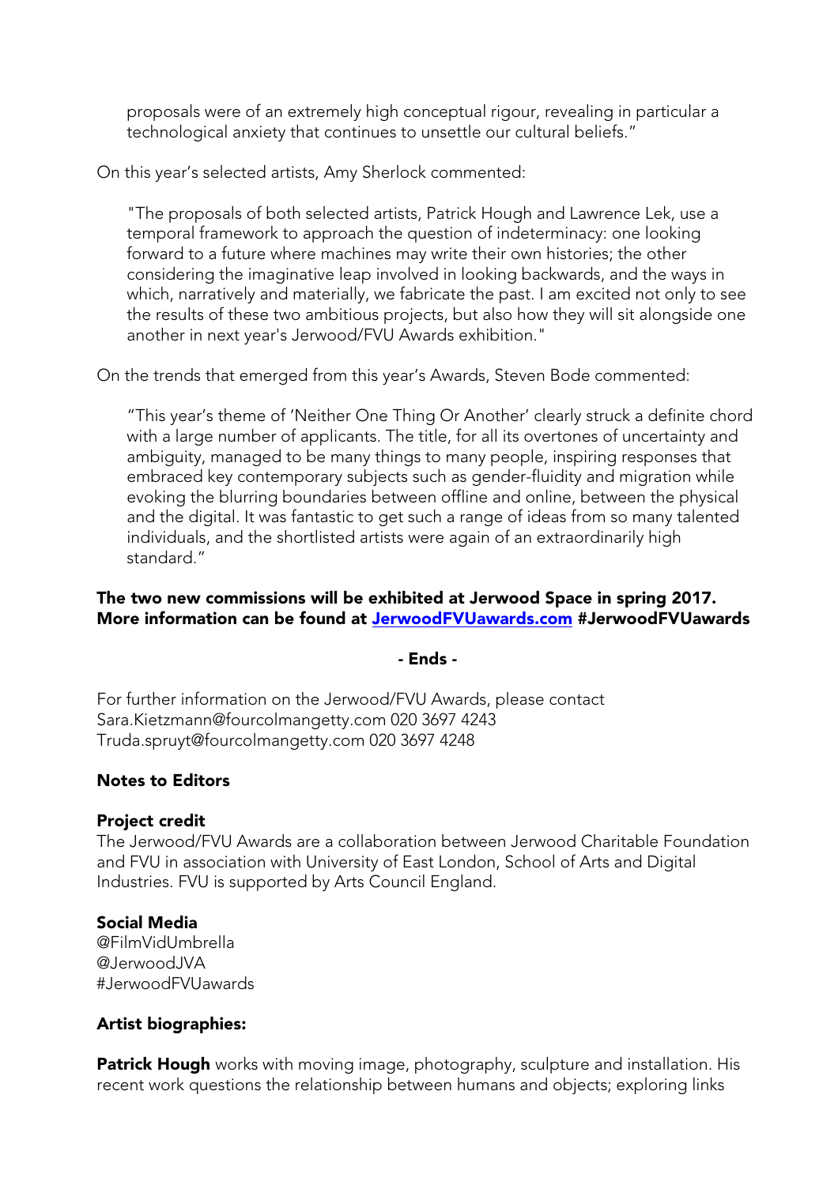> proposals were of an extremely high conceptual rigour, revealing in particular a technological anxiety that continues to unsettle our cultural beliefs."

On this year's selected artists, Amy Sherlock commented:

> "The proposals of both selected artists, Patrick Hough and Lawrence Lek, use a temporal framework to approach the question of indeterminacy: one looking forward to a future where machines may write their own histories; the other considering the imaginative leap involved in looking backwards, and the ways in which, narratively and materially, we fabricate the past. I am excited not only to see the results of these two ambitious projects, but also how they will sit alongside one another in next year's Jerwood/FVU Awards exhibition."

On the trends that emerged from this year's Awards, Steven Bode commented:

> "This year's theme of 'Neither One Thing Or Another' clearly struck a definite chord with a large number of applicants. The title, for all its overtones of uncertainty and ambiguity, managed to be many things to many people, inspiring responses that embraced key contemporary subjects such as gender-fluidity and migration while evoking the blurring boundaries between offline and online, between the physical and the digital. It was fantastic to get such a range of ideas from so many talented individuals, and the shortlisted artists were again of an extraordinarily high standard."

**The two new commissions will be exhibited at Jerwood Space in spring 2017. More information can be found at [JerwoodFVUawards.com](JerwoodFVUawards.com) #JerwoodFVUawards**

**- Ends -**

For further information on the Jerwood/FVU Awards, please contact
Sara.Kietzmann@fourcolmangetty.com 020 3697 4243
Truda.spruyt@fourcolmangetty.com 020 3697 4248

## Notes to Editors

### Project credit

The Jerwood/FVU Awards are a collaboration between Jerwood Charitable Foundation and FVU in association with University of East London, School of Arts and Digital Industries. FVU is supported by Arts Council England.

### Social Media

@FilmVidUmbrella
@JerwoodJVA
#JerwoodFVUawards

### Artist biographies:

**Patrick Hough** works with moving image, photography, sculpture and installation. His recent work questions the relationship between humans and objects; exploring links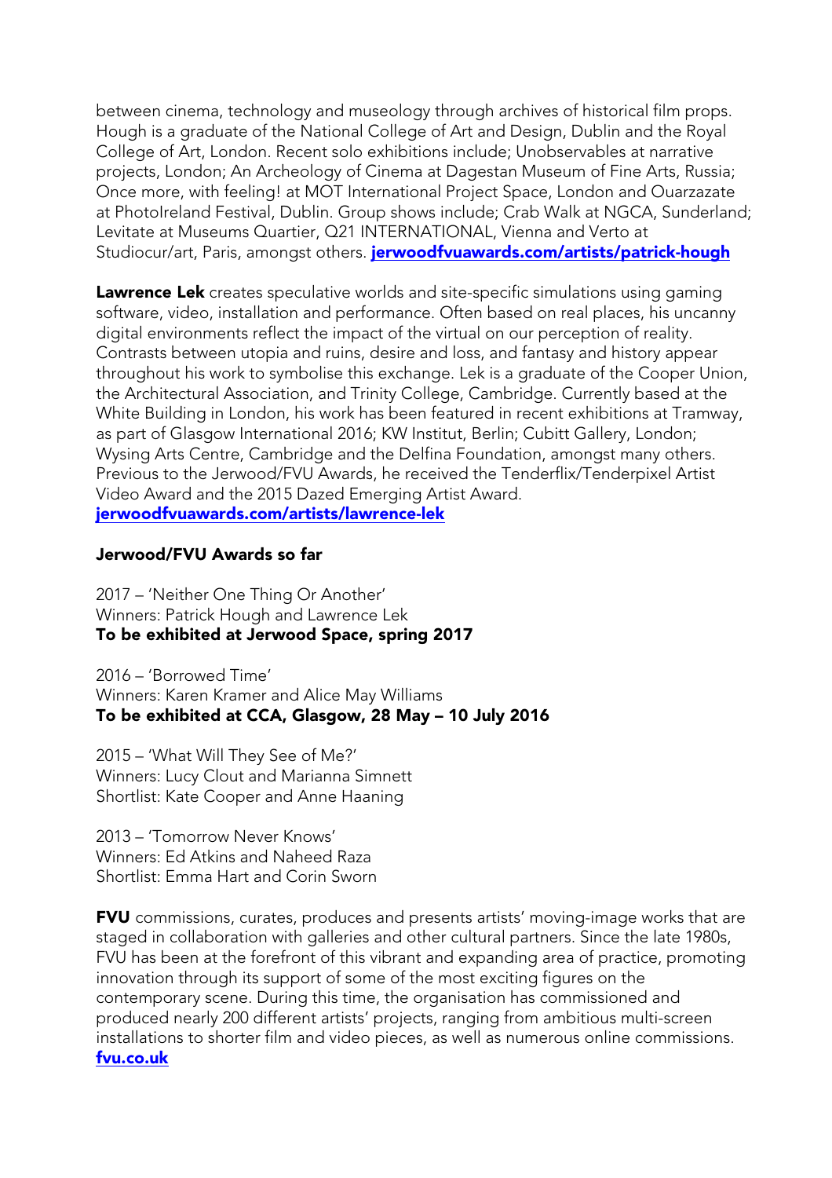between cinema, technology and museology through archives of historical film props. Hough is a graduate of the National College of Art and Design, Dublin and the Royal College of Art, London. Recent solo exhibitions include; Unobservables at narrative projects, London; An Archeology of Cinema at Dagestan Museum of Fine Arts, Russia; Once more, with feeling! at MOT International Project Space, London and Ouarzazate at PhotoIreland Festival, Dublin. Group shows include; Crab Walk at NGCA, Sunderland; Levitate at Museums Quartier, Q21 INTERNATIONAL, Vienna and Verto at Studiocur/art, Paris, amongst others. **jerwoodfvuawards.com/artists/patrick-hough**

**Lawrence Lek** creates speculative worlds and site-specific simulations using gaming software, video, installation and performance. Often based on real places, his uncanny digital environments reflect the impact of the virtual on our perception of reality. Contrasts between utopia and ruins, desire and loss, and fantasy and history appear throughout his work to symbolise this exchange. Lek is a graduate of the Cooper Union, the Architectural Association, and Trinity College, Cambridge. Currently based at the White Building in London, his work has been featured in recent exhibitions at Tramway, as part of Glasgow International 2016; KW Institut, Berlin; Cubitt Gallery, London; Wysing Arts Centre, Cambridge and the Delfina Foundation, amongst many others. Previous to the Jerwood/FVU Awards, he received the Tenderflix/Tenderpixel Artist Video Award and the 2015 Dazed Emerging Artist Award.
**jerwoodfvuawards.com/artists/lawrence-lek**

**Jerwood/FVU Awards so far**

2017 – 'Neither One Thing Or Another'
Winners: Patrick Hough and Lawrence Lek
**To be exhibited at Jerwood Space, spring 2017**

2016 – 'Borrowed Time'
Winners: Karen Kramer and Alice May Williams
**To be exhibited at CCA, Glasgow, 28 May – 10 July 2016**

2015 – 'What Will They See of Me?'
Winners: Lucy Clout and Marianna Simnett
Shortlist: Kate Cooper and Anne Haaning

2013 – 'Tomorrow Never Knows'
Winners: Ed Atkins and Naheed Raza
Shortlist: Emma Hart and Corin Sworn

**FVU** commissions, curates, produces and presents artists' moving-image works that are staged in collaboration with galleries and other cultural partners. Since the late 1980s, FVU has been at the forefront of this vibrant and expanding area of practice, promoting innovation through its support of some of the most exciting figures on the contemporary scene. During this time, the organisation has commissioned and produced nearly 200 different artists' projects, ranging from ambitious multi-screen installations to shorter film and video pieces, as well as numerous online commissions.
**fvu.co.uk**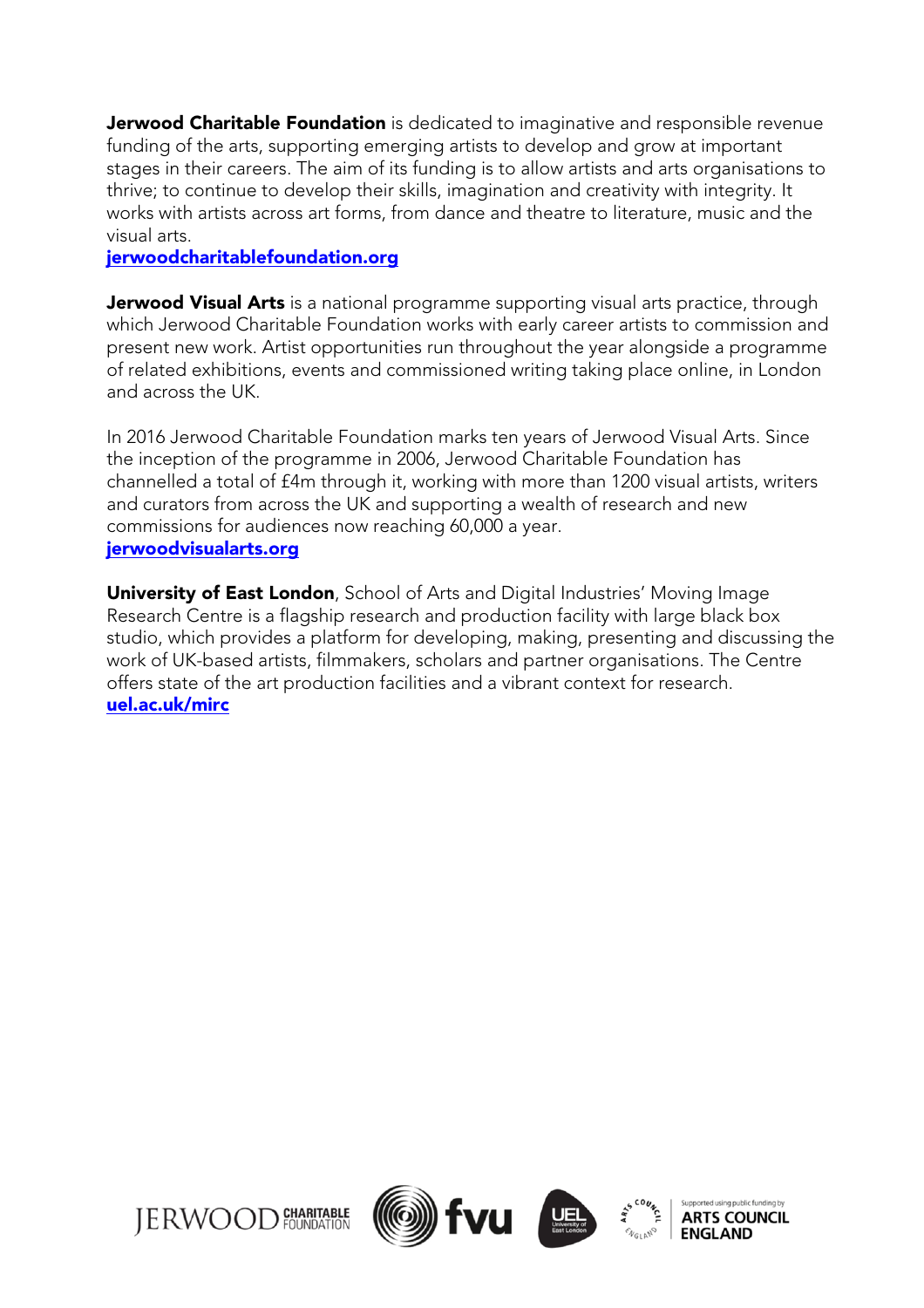**Jerwood Charitable Foundation** is dedicated to imaginative and responsible revenue funding of the arts, supporting emerging artists to develop and grow at important stages in their careers. The aim of its funding is to allow artists and arts organisations to thrive; to continue to develop their skills, imagination and creativity with integrity. It works with artists across art forms, from dance and theatre to literature, music and the visual arts.
**jerwoodcharitablefoundation.org**

**Jerwood Visual Arts** is a national programme supporting visual arts practice, through which Jerwood Charitable Foundation works with early career artists to commission and present new work. Artist opportunities run throughout the year alongside a programme of related exhibitions, events and commissioned writing taking place online, in London and across the UK.

In 2016 Jerwood Charitable Foundation marks ten years of Jerwood Visual Arts. Since the inception of the programme in 2006, Jerwood Charitable Foundation has channelled a total of £4m through it, working with more than 1200 visual artists, writers and curators from across the UK and supporting a wealth of research and new commissions for audiences now reaching 60,000 a year.
**jerwoodvisualarts.org**

**University of East London**, School of Arts and Digital Industries' Moving Image Research Centre is a flagship research and production facility with large black box studio, which provides a platform for developing, making, presenting and discussing the work of UK-based artists, filmmakers, scholars and partner organisations. The Centre offers state of the art production facilities and a vibrant context for research.
**uel.ac.uk/mirc**

JERWOOD CHARITABLE FOUNDATION fvu UEL University of East London Supported using public funding by ARTS COUNCIL ENGLAND